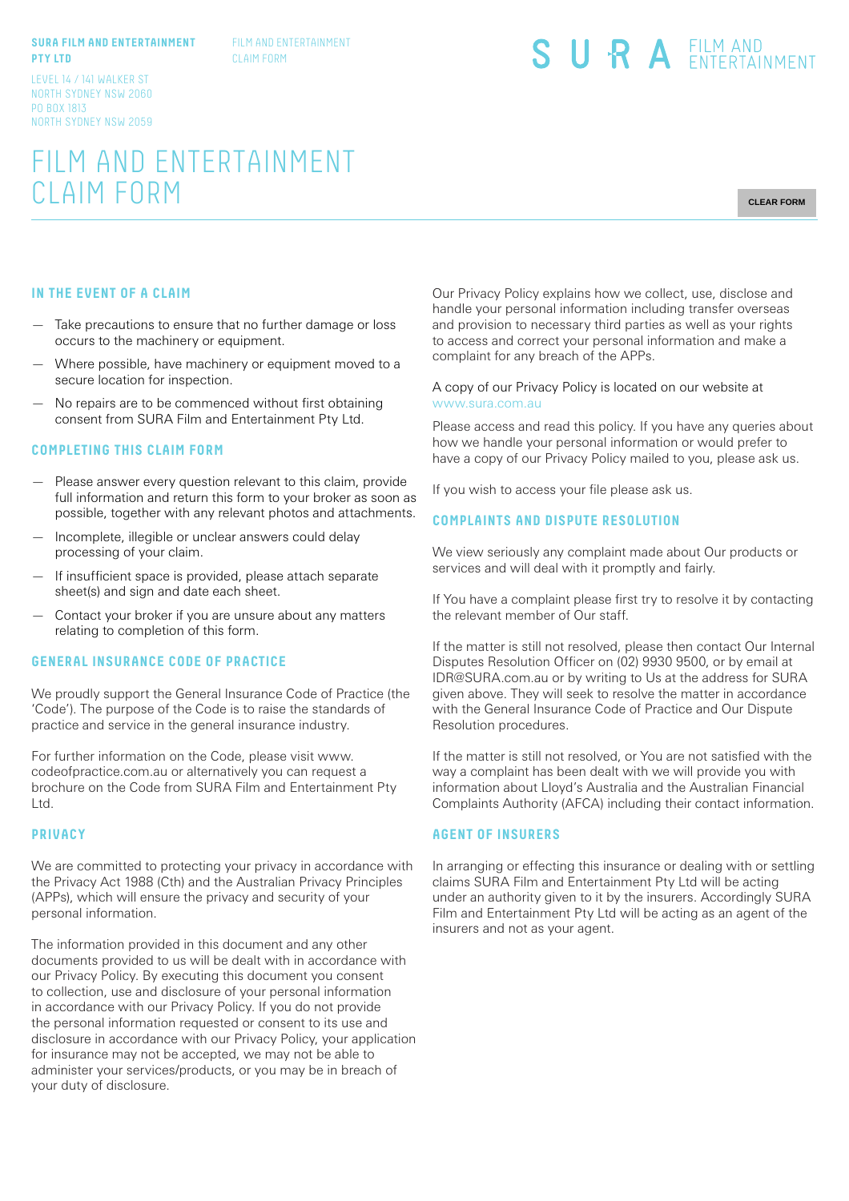**SURA FILM AND ENTERTAINMENT PTY LTD**

LEVEL 14 / 141 WALKER ST
NORTH SYDNEY NSW 2060
PO BOX 1813
NORTH SYDNEY NSW 2059

FILM AND ENTERTAINMENT CLAIM FORM

SURA FILM AND ENTERTAINMENT

# FILM AND ENTERTAINMENT CLAIM FORM

CLEAR FORM

## IN THE EVENT OF A CLAIM

- Take precautions to ensure that no further damage or loss occurs to the machinery or equipment.
- Where possible, have machinery or equipment moved to a secure location for inspection.
- No repairs are to be commenced without first obtaining consent from SURA Film and Entertainment Pty Ltd.

## COMPLETING THIS CLAIM FORM

- Please answer every question relevant to this claim, provide full information and return this form to your broker as soon as possible, together with any relevant photos and attachments.
- Incomplete, illegible or unclear answers could delay processing of your claim.
- If insufficient space is provided, please attach separate sheet(s) and sign and date each sheet.
- Contact your broker if you are unsure about any matters relating to completion of this form.

## GENERAL INSURANCE CODE OF PRACTICE

We proudly support the General Insurance Code of Practice (the 'Code'). The purpose of the Code is to raise the standards of practice and service in the general insurance industry.

For further information on the Code, please visit www.codeofpractice.com.au or alternatively you can request a brochure on the Code from SURA Film and Entertainment Pty Ltd.

## PRIVACY

We are committed to protecting your privacy in accordance with the Privacy Act 1988 (Cth) and the Australian Privacy Principles (APPs), which will ensure the privacy and security of your personal information.

The information provided in this document and any other documents provided to us will be dealt with in accordance with our Privacy Policy. By executing this document you consent to collection, use and disclosure of your personal information in accordance with our Privacy Policy. If you do not provide the personal information requested or consent to its use and disclosure in accordance with our Privacy Policy, your application for insurance may not be accepted, we may not be able to administer your services/products, or you may be in breach of your duty of disclosure.

Our Privacy Policy explains how we collect, use, disclose and handle your personal information including transfer overseas and provision to necessary third parties as well as your rights to access and correct your personal information and make a complaint for any breach of the APPs.

A copy of our Privacy Policy is located on our website at www.sura.com.au

Please access and read this policy. If you have any queries about how we handle your personal information or would prefer to have a copy of our Privacy Policy mailed to you, please ask us.

If you wish to access your file please ask us.

## COMPLAINTS AND DISPUTE RESOLUTION

We view seriously any complaint made about Our products or services and will deal with it promptly and fairly.

If You have a complaint please first try to resolve it by contacting the relevant member of Our staff.

If the matter is still not resolved, please then contact Our Internal Disputes Resolution Officer on (02) 9930 9500, or by email at IDR@SURA.com.au or by writing to Us at the address for SURA given above. They will seek to resolve the matter in accordance with the General Insurance Code of Practice and Our Dispute Resolution procedures.

If the matter is still not resolved, or You are not satisfied with the way a complaint has been dealt with we will provide you with information about Lloyd's Australia and the Australian Financial Complaints Authority (AFCA) including their contact information.

## AGENT OF INSURERS

In arranging or effecting this insurance or dealing with or settling claims SURA Film and Entertainment Pty Ltd will be acting under an authority given to it by the insurers. Accordingly SURA Film and Entertainment Pty Ltd will be acting as an agent of the insurers and not as your agent.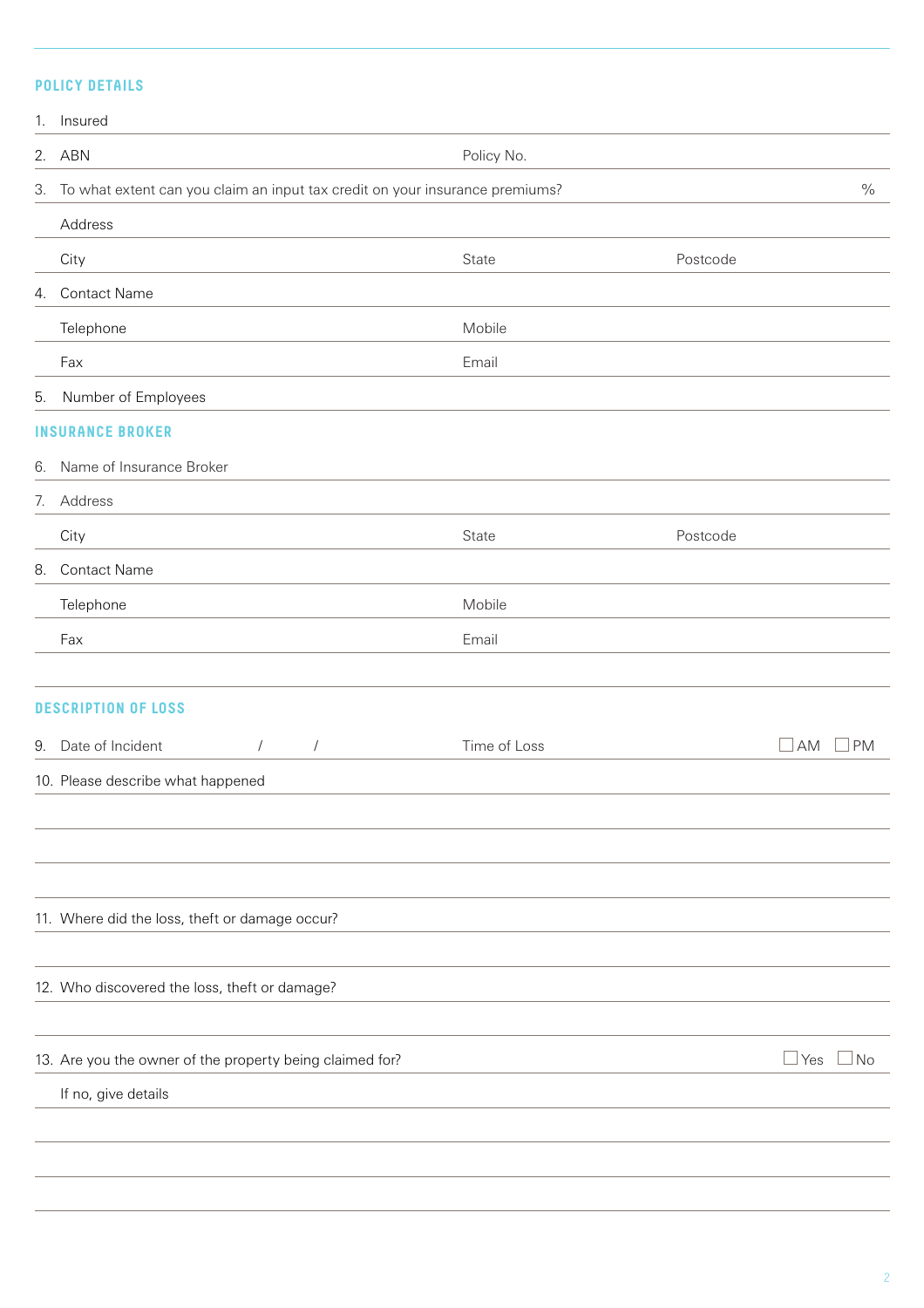## POLICY DETAILS

1. Insured
2. ABN                                        Policy No.
3. To what extent can you claim an input tax credit on your insurance premiums?                                        %

    Address

    City                                        State                    Postcode

4. Contact Name

    Telephone                                        Mobile

    Fax                                        Email

5. Number of Employees

## INSURANCE BROKER

6. Name of Insurance Broker
7. Address

    City                                        State                    Postcode

8. Contact Name

    Telephone                                        Mobile

    Fax                                        Email

## DESCRIPTION OF LOSS

9. Date of Incident        /        /                    Time of Loss                    ☐ AM   ☐ PM
10. Please describe what happened
11. Where did the loss, theft or damage occur?
12. Who discovered the loss, theft or damage?
13. Are you the owner of the property being claimed for?                    ☐ Yes   ☐ No

    If no, give details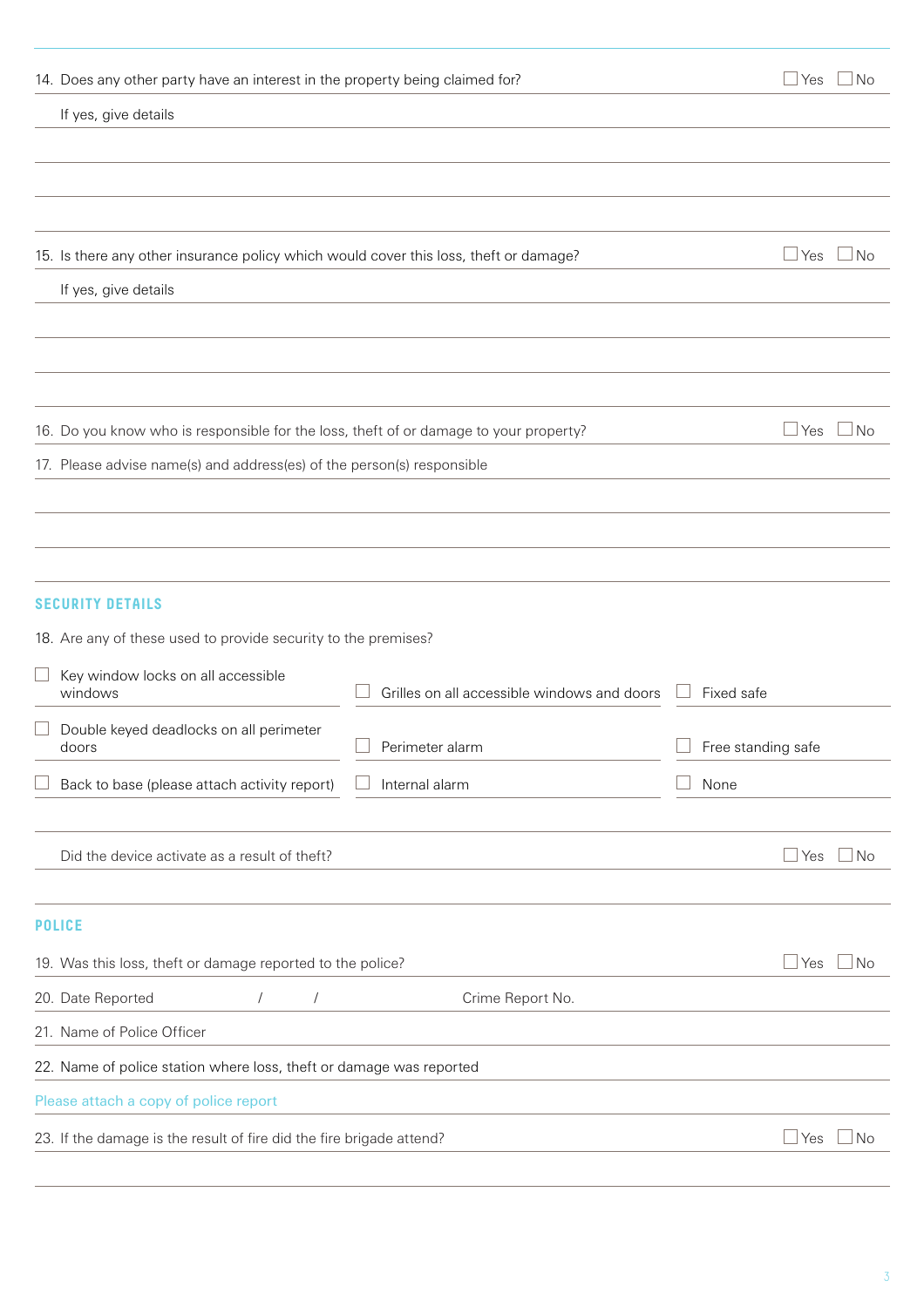14. Does any other party have an interest in the property being claimed for? ☐ Yes ☐ No

If yes, give details

15. Is there any other insurance policy which would cover this loss, theft or damage? ☐ Yes ☐ No

If yes, give details

16. Do you know who is responsible for the loss, theft of or damage to your property? ☐ Yes ☐ No

17. Please advise name(s) and address(es) of the person(s) responsible

## SECURITY DETAILS

18. Are any of these used to provide security to the premises?

| | | |
|---|---|---|
| ☐ Key window locks on all accessible windows | ☐ Grilles on all accessible windows and doors | ☐ Fixed safe |
| ☐ Double keyed deadlocks on all perimeter doors | ☐ Perimeter alarm | ☐ Free standing safe |
| ☐ Back to base (please attach activity report) | ☐ Internal alarm | ☐ None |

Did the device activate as a result of theft? ☐ Yes ☐ No

## POLICE

19. Was this loss, theft or damage reported to the police? ☐ Yes ☐ No

20. Date Reported / / Crime Report No.

21. Name of Police Officer

22. Name of police station where loss, theft or damage was reported

Please attach a copy of police report

23. If the damage is the result of fire did the fire brigade attend? ☐ Yes ☐ No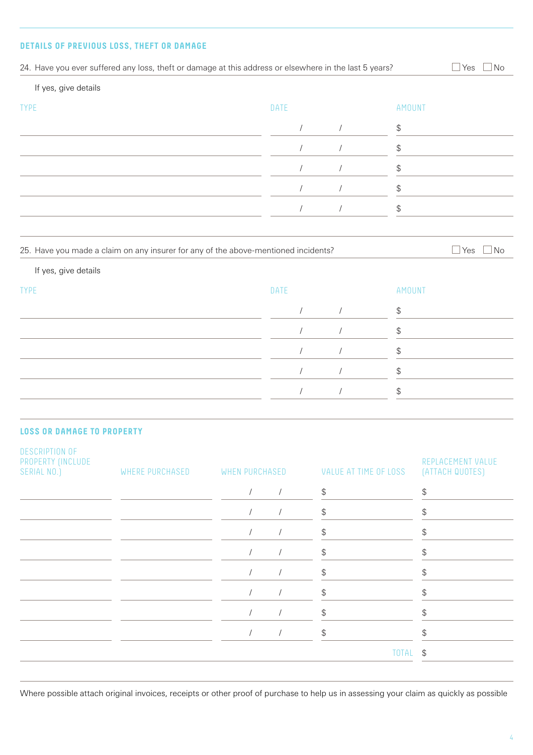## DETAILS OF PREVIOUS LOSS, THEFT OR DAMAGE

24. Have you ever suffered any loss, theft or damage at this address or elsewhere in the last 5 years? ☐ Yes ☐ No

If yes, give details

| TYPE | DATE | AMOUNT |
|---|---|---|
| | / / | $ |
| | / / | $ |
| | / / | $ |
| | / / | $ |
| | / / | $ |

25. Have you made a claim on any insurer for any of the above-mentioned incidents? ☐ Yes ☐ No

If yes, give details

| TYPE | DATE | AMOUNT |
|---|---|---|
| | / / | $ |
| | / / | $ |
| | / / | $ |
| | / / | $ |
| | / / | $ |

## LOSS OR DAMAGE TO PROPERTY

| DESCRIPTION OF PROPERTY (INCLUDE SERIAL NO.) | WHERE PURCHASED | WHEN PURCHASED | VALUE AT TIME OF LOSS | REPLACEMENT VALUE (ATTACH QUOTES) |
|---|---|---|---|---|
| | | / / | $ | $ |
| | | / / | $ | $ |
| | | / / | $ | $ |
| | | / / | $ | $ |
| | | / / | $ | $ |
| | | / / | $ | $ |
| | | / / | $ | $ |
| | | / / | $ | $ |
| | | | TOTAL | $ |

Where possible attach original invoices, receipts or other proof of purchase to help us in assessing your claim as quickly as possible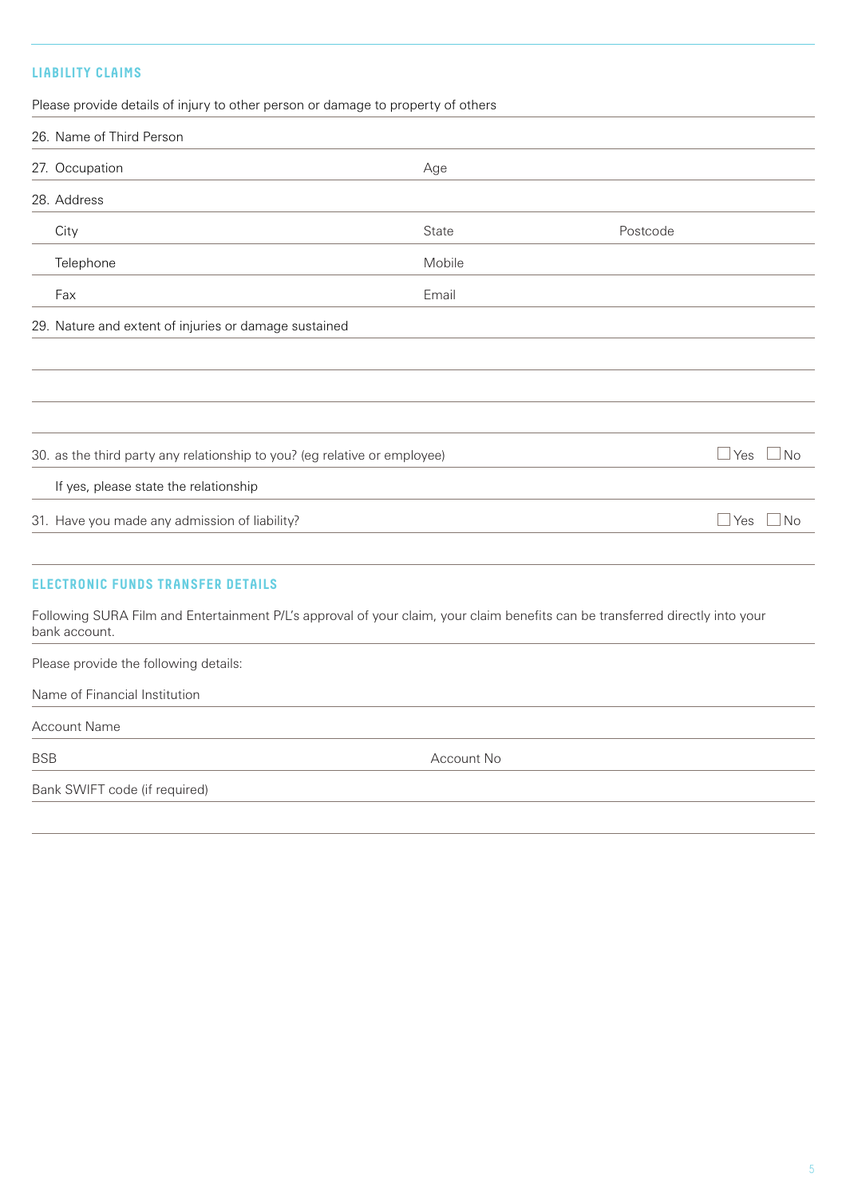## LIABILITY CLAIMS

Please provide details of injury to other person or damage to property of others

26. Name of Third Person

27. Occupation — Age

28. Address

City — State — Postcode

Telephone — Mobile

Fax — Email

29. Nature and extent of injuries or damage sustained

30. as the third party any relationship to you? (eg relative or employee) ☐ Yes ☐ No

If yes, please state the relationship

31. Have you made any admission of liability? ☐ Yes ☐ No

## ELECTRONIC FUNDS TRANSFER DETAILS

Following SURA Film and Entertainment P/L's approval of your claim, your claim benefits can be transferred directly into your bank account.

Please provide the following details:

Name of Financial Institution

Account Name

BSB — Account No

Bank SWIFT code (if required)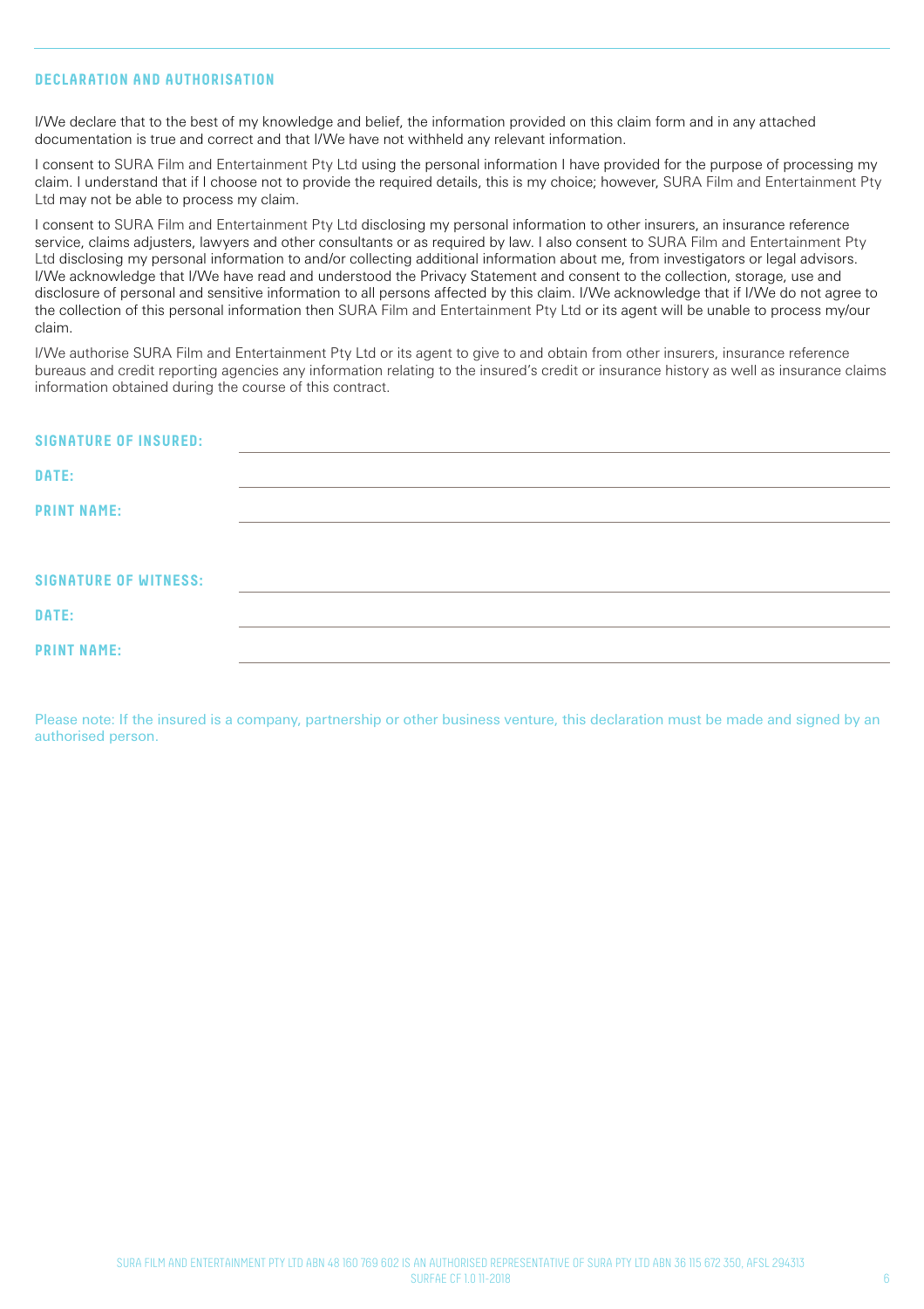## DECLARATION AND AUTHORISATION

I/We declare that to the best of my knowledge and belief, the information provided on this claim form and in any attached documentation is true and correct and that I/We have not withheld any relevant information.

I consent to SURA Film and Entertainment Pty Ltd using the personal information I have provided for the purpose of processing my claim. I understand that if I choose not to provide the required details, this is my choice; however, SURA Film and Entertainment Pty Ltd may not be able to process my claim.

I consent to SURA Film and Entertainment Pty Ltd disclosing my personal information to other insurers, an insurance reference service, claims adjusters, lawyers and other consultants or as required by law. I also consent to SURA Film and Entertainment Pty Ltd disclosing my personal information to and/or collecting additional information about me, from investigators or legal advisors. I/We acknowledge that I/We have read and understood the Privacy Statement and consent to the collection, storage, use and disclosure of personal and sensitive information to all persons affected by this claim. I/We acknowledge that if I/We do not agree to the collection of this personal information then SURA Film and Entertainment Pty Ltd or its agent will be unable to process my/our claim.

I/We authorise SURA Film and Entertainment Pty Ltd or its agent to give to and obtain from other insurers, insurance reference bureaus and credit reporting agencies any information relating to the insured's credit or insurance history as well as insurance claims information obtained during the course of this contract.

**SIGNATURE OF INSURED:** ______________________________

**DATE:** ______________________________

**PRINT NAME:** ______________________________

**SIGNATURE OF WITNESS:** ______________________________

**DATE:** ______________________________

**PRINT NAME:** ______________________________

Please note: If the insured is a company, partnership or other business venture, this declaration must be made and signed by an authorised person.

SURA FILM AND ENTERTAINMENT PTY LTD ABN 48 160 769 602 IS AN AUTHORISED REPRESENTATIVE OF SURA PTY LTD ABN 36 115 672 350, AFSL 294313
SURFAE CF 1.0 11-2018